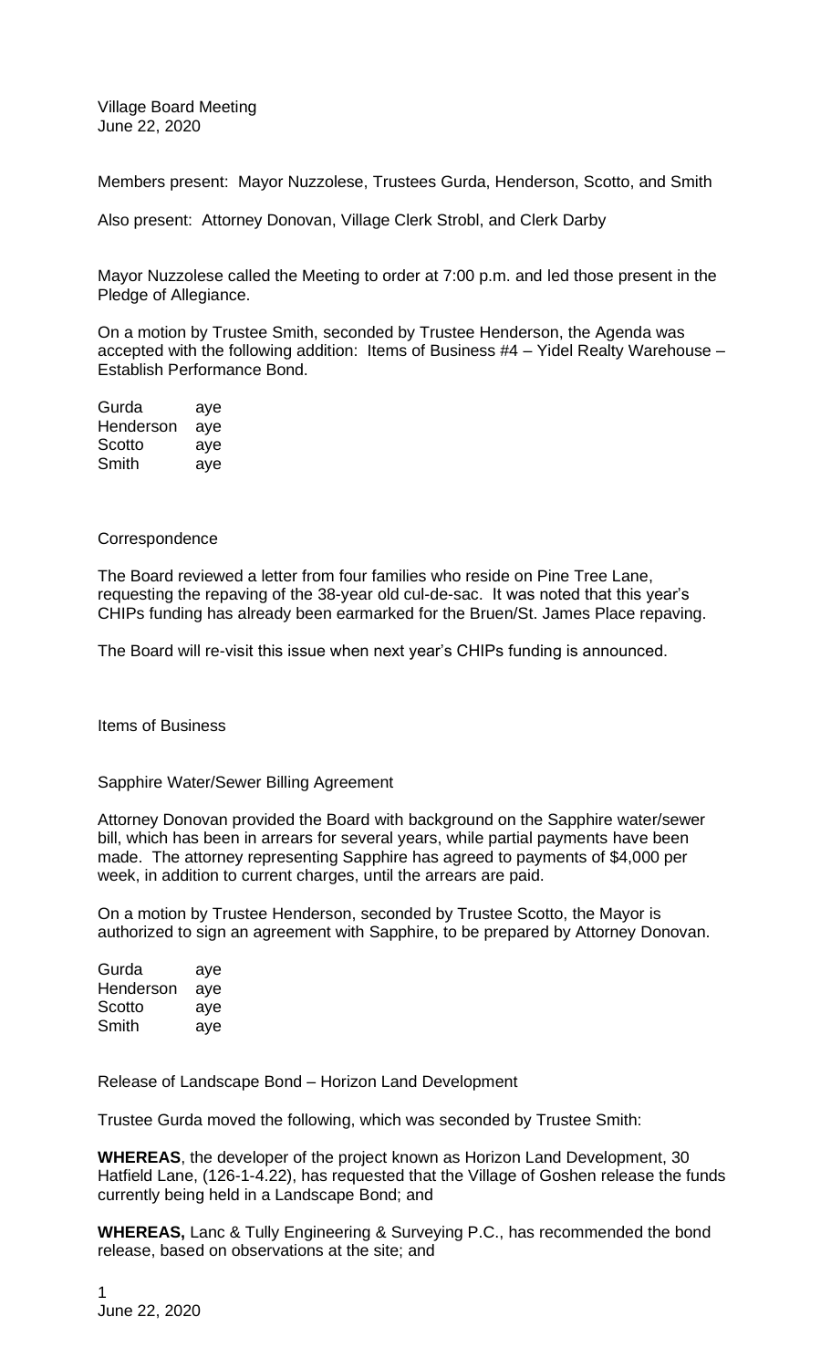Village Board Meeting
June 22, 2020

Members present: Mayor Nuzzolese, Trustees Gurda, Henderson, Scotto, and Smith

Also present: Attorney Donovan, Village Clerk Strobl, and Clerk Darby

Mayor Nuzzolese called the Meeting to order at 7:00 p.m. and led those present in the Pledge of Allegiance.

On a motion by Trustee Smith, seconded by Trustee Henderson, the Agenda was accepted with the following addition: Items of Business #4 – Yidel Realty Warehouse – Establish Performance Bond.

| | |
|---|---|
| Gurda | aye |
| Henderson | aye |
| Scotto | aye |
| Smith | aye |

Correspondence

The Board reviewed a letter from four families who reside on Pine Tree Lane, requesting the repaving of the 38-year old cul-de-sac. It was noted that this year's CHIPs funding has already been earmarked for the Bruen/St. James Place repaving.

The Board will re-visit this issue when next year's CHIPs funding is announced.

Items of Business

Sapphire Water/Sewer Billing Agreement

Attorney Donovan provided the Board with background on the Sapphire water/sewer bill, which has been in arrears for several years, while partial payments have been made. The attorney representing Sapphire has agreed to payments of $4,000 per week, in addition to current charges, until the arrears are paid.

On a motion by Trustee Henderson, seconded by Trustee Scotto, the Mayor is authorized to sign an agreement with Sapphire, to be prepared by Attorney Donovan.

| | |
|---|---|
| Gurda | aye |
| Henderson | aye |
| Scotto | aye |
| Smith | aye |

Release of Landscape Bond – Horizon Land Development

Trustee Gurda moved the following, which was seconded by Trustee Smith:

**WHEREAS**, the developer of the project known as Horizon Land Development, 30 Hatfield Lane, (126-1-4.22), has requested that the Village of Goshen release the funds currently being held in a Landscape Bond; and

**WHEREAS,** Lanc & Tully Engineering & Surveying P.C., has recommended the bond release, based on observations at the site; and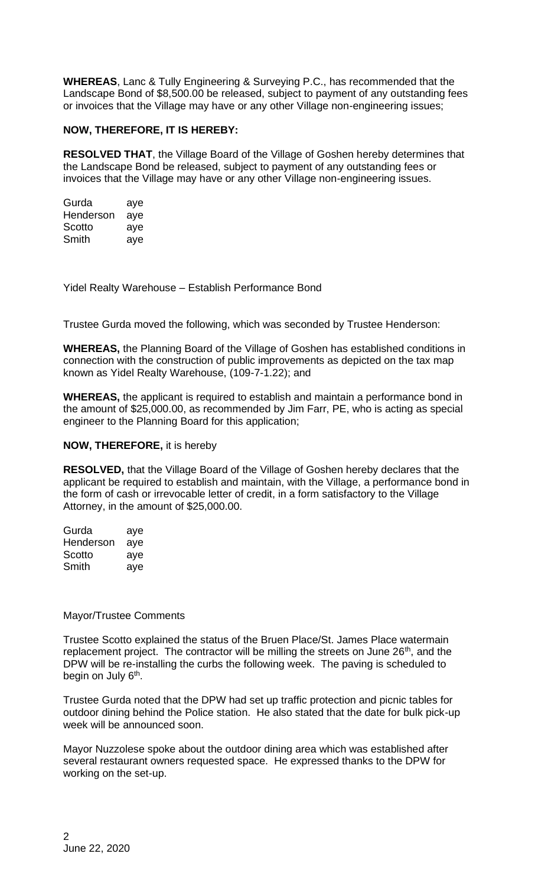**WHEREAS**, Lanc & Tully Engineering & Surveying P.C., has recommended that the Landscape Bond of $8,500.00 be released, subject to payment of any outstanding fees or invoices that the Village may have or any other Village non-engineering issues;

**NOW, THEREFORE, IT IS HEREBY:**

**RESOLVED THAT**, the Village Board of the Village of Goshen hereby determines that the Landscape Bond be released, subject to payment of any outstanding fees or invoices that the Village may have or any other Village non-engineering issues.

Gurda aye
Henderson aye
Scotto aye
Smith aye

Yidel Realty Warehouse – Establish Performance Bond

Trustee Gurda moved the following, which was seconded by Trustee Henderson:

**WHEREAS,** the Planning Board of the Village of Goshen has established conditions in connection with the construction of public improvements as depicted on the tax map known as Yidel Realty Warehouse, (109-7-1.22); and

**WHEREAS,** the applicant is required to establish and maintain a performance bond in the amount of $25,000.00, as recommended by Jim Farr, PE, who is acting as special engineer to the Planning Board for this application;

**NOW, THEREFORE,** it is hereby

**RESOLVED,** that the Village Board of the Village of Goshen hereby declares that the applicant be required to establish and maintain, with the Village, a performance bond in the form of cash or irrevocable letter of credit, in a form satisfactory to the Village Attorney, in the amount of $25,000.00.

Gurda aye
Henderson aye
Scotto aye
Smith aye

Mayor/Trustee Comments

Trustee Scotto explained the status of the Bruen Place/St. James Place watermain replacement project. The contractor will be milling the streets on June 26th, and the DPW will be re-installing the curbs the following week. The paving is scheduled to begin on July 6th.

Trustee Gurda noted that the DPW had set up traffic protection and picnic tables for outdoor dining behind the Police station. He also stated that the date for bulk pick-up week will be announced soon.

Mayor Nuzzolese spoke about the outdoor dining area which was established after several restaurant owners requested space. He expressed thanks to the DPW for working on the set-up.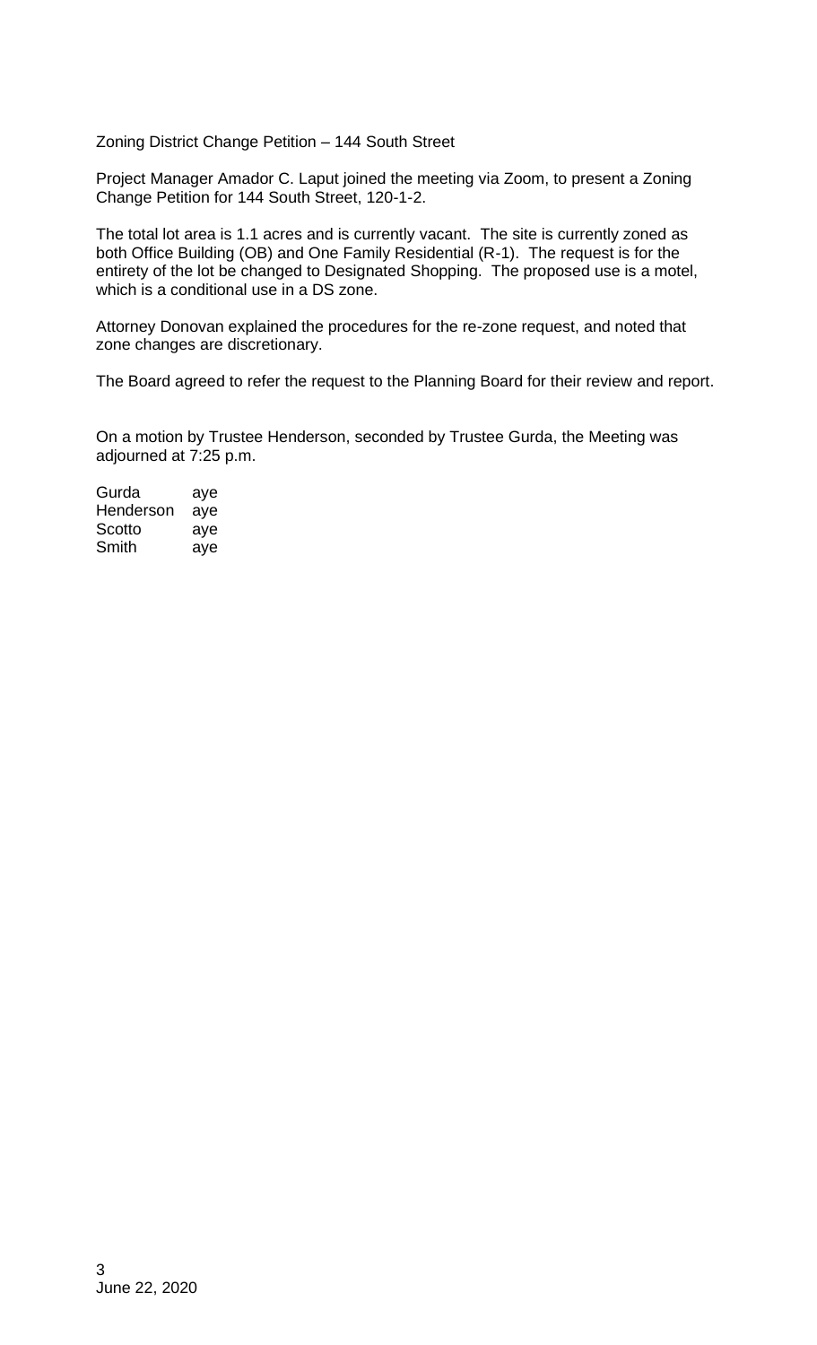Zoning District Change Petition – 144 South Street

Project Manager Amador C. Laput joined the meeting via Zoom, to present a Zoning Change Petition for 144 South Street, 120-1-2.

The total lot area is 1.1 acres and is currently vacant. The site is currently zoned as both Office Building (OB) and One Family Residential (R-1). The request is for the entirety of the lot be changed to Designated Shopping. The proposed use is a motel, which is a conditional use in a DS zone.

Attorney Donovan explained the procedures for the re-zone request, and noted that zone changes are discretionary.

The Board agreed to refer the request to the Planning Board for their review and report.

On a motion by Trustee Henderson, seconded by Trustee Gurda, the Meeting was adjourned at 7:25 p.m.

| | |
|---|---|
| Gurda | aye |
| Henderson | aye |
| Scotto | aye |
| Smith | aye |

June 22, 2020